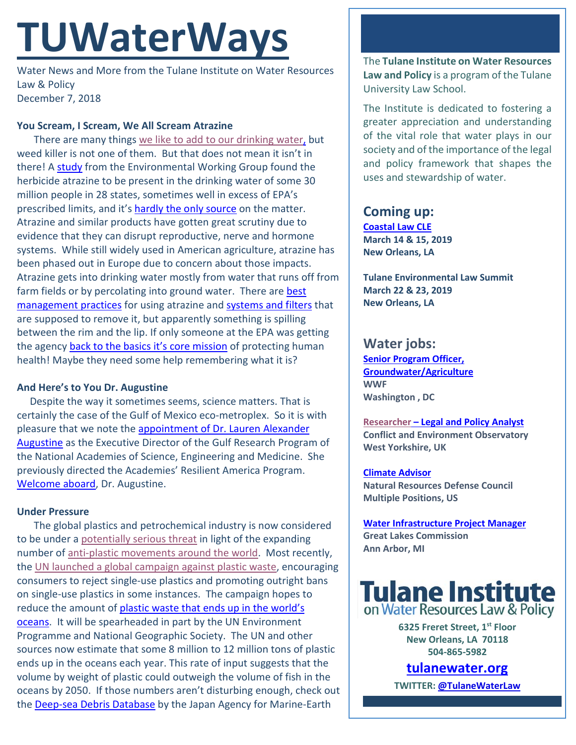# TUWaterWays

Water News and More from the Tulane Institute on Water Resources Law & Policy
December 7, 2018

### You Scream, I Scream, We All Scream Atrazine

There are many things we like to add to our drinking water, but weed killer is not one of them. But that does not mean it isn't in there! A study from the Environmental Working Group found the herbicide atrazine to be present in the drinking water of some 30 million people in 28 states, sometimes well in excess of EPA's prescribed limits, and it's hardly the only source on the matter. Atrazine and similar products have gotten great scrutiny due to evidence that they can disrupt reproductive, nerve and hormone systems. While still widely used in American agriculture, atrazine has been phased out in Europe due to concern about those impacts. Atrazine gets into drinking water mostly from water that runs off from farm fields or by percolating into ground water. There are best management practices for using atrazine and systems and filters that are supposed to remove it, but apparently something is spilling between the rim and the lip. If only someone at the EPA was getting the agency back to the basics it's core mission of protecting human health! Maybe they need some help remembering what it is?

### And Here's to You Dr. Augustine

Despite the way it sometimes seems, science matters. That is certainly the case of the Gulf of Mexico eco-metroplex. So it is with pleasure that we note the appointment of Dr. Lauren Alexander Augustine as the Executive Director of the Gulf Research Program of the National Academies of Science, Engineering and Medicine. She previously directed the Academies' Resilient America Program. Welcome aboard, Dr. Augustine.

### Under Pressure

The global plastics and petrochemical industry is now considered to be under a potentially serious threat in light of the expanding number of anti-plastic movements around the world. Most recently, the UN launched a global campaign against plastic waste, encouraging consumers to reject single-use plastics and promoting outright bans on single-use plastics in some instances. The campaign hopes to reduce the amount of plastic waste that ends up in the world's oceans. It will be spearheaded in part by the UN Environment Programme and National Geographic Society. The UN and other sources now estimate that some 8 million to 12 million tons of plastic ends up in the oceans each year. This rate of input suggests that the volume by weight of plastic could outweigh the volume of fish in the oceans by 2050. If those numbers aren't disturbing enough, check out the Deep-sea Debris Database by the Japan Agency for Marine-Earth

---

The **Tulane Institute on Water Resources Law and Policy** is a program of the Tulane University Law School.

The Institute is dedicated to fostering a greater appreciation and understanding of the vital role that water plays in our society and of the importance of the legal and policy framework that shapes the uses and stewardship of water.

## Coming up:

**Coastal Law CLE**
**March 14 & 15, 2019**
**New Orleans, LA**

**Tulane Environmental Law Summit**
**March 22 & 23, 2019**
**New Orleans, LA**

## Water jobs:

**Senior Program Officer, Groundwater/Agriculture**
**WWF**
**Washington , DC**

**Researcher – Legal and Policy Analyst**
**Conflict and Environment Observatory**
**West Yorkshire, UK**

**Climate Advisor**
**Natural Resources Defense Council**
**Multiple Positions, US**

**Water Infrastructure Project Manager**
**Great Lakes Commission**
**Ann Arbor, MI**

**Tulane Institute on Water Resources Law & Policy**

**6325 Freret Street, 1st Floor**
**New Orleans, LA 70118**
**504-865-5982**

**tulanewater.org**

**TWITTER: @TulaneWaterLaw**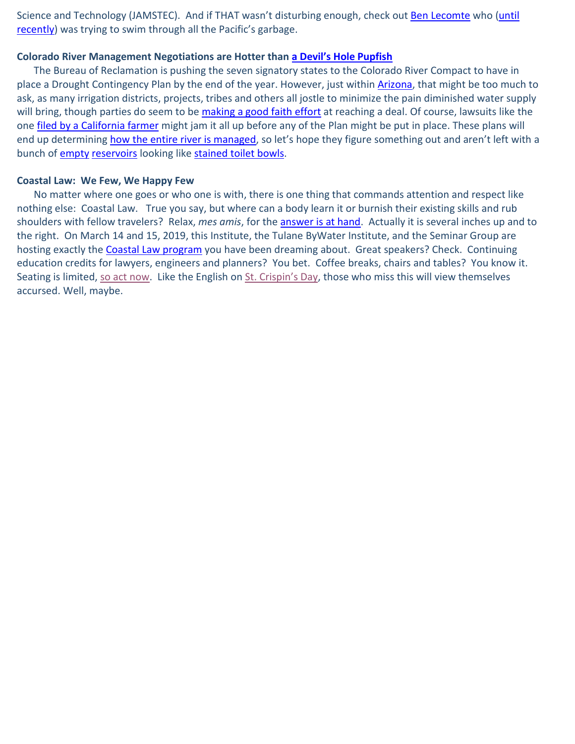Science and Technology (JAMSTEC). And if THAT wasn't disturbing enough, check out Ben Lecomte who (until recently) was trying to swim through all the Pacific's garbage.

**Colorado River Management Negotiations are Hotter than a Devil's Hole Pupfish**

The Bureau of Reclamation is pushing the seven signatory states to the Colorado River Compact to have in place a Drought Contingency Plan by the end of the year. However, just within Arizona, that might be too much to ask, as many irrigation districts, projects, tribes and others all jostle to minimize the pain diminished water supply will bring, though parties do seem to be making a good faith effort at reaching a deal. Of course, lawsuits like the one filed by a California farmer might jam it all up before any of the Plan might be put in place. These plans will end up determining how the entire river is managed, so let's hope they figure something out and aren't left with a bunch of empty reservoirs looking like stained toilet bowls.

**Coastal Law: We Few, We Happy Few**

No matter where one goes or who one is with, there is one thing that commands attention and respect like nothing else: Coastal Law. True you say, but where can a body learn it or burnish their existing skills and rub shoulders with fellow travelers? Relax, *mes amis*, for the answer is at hand. Actually it is several inches up and to the right. On March 14 and 15, 2019, this Institute, the Tulane ByWater Institute, and the Seminar Group are hosting exactly the Coastal Law program you have been dreaming about. Great speakers? Check. Continuing education credits for lawyers, engineers and planners? You bet. Coffee breaks, chairs and tables? You know it. Seating is limited, so act now. Like the English on St. Crispin's Day, those who miss this will view themselves accursed. Well, maybe.